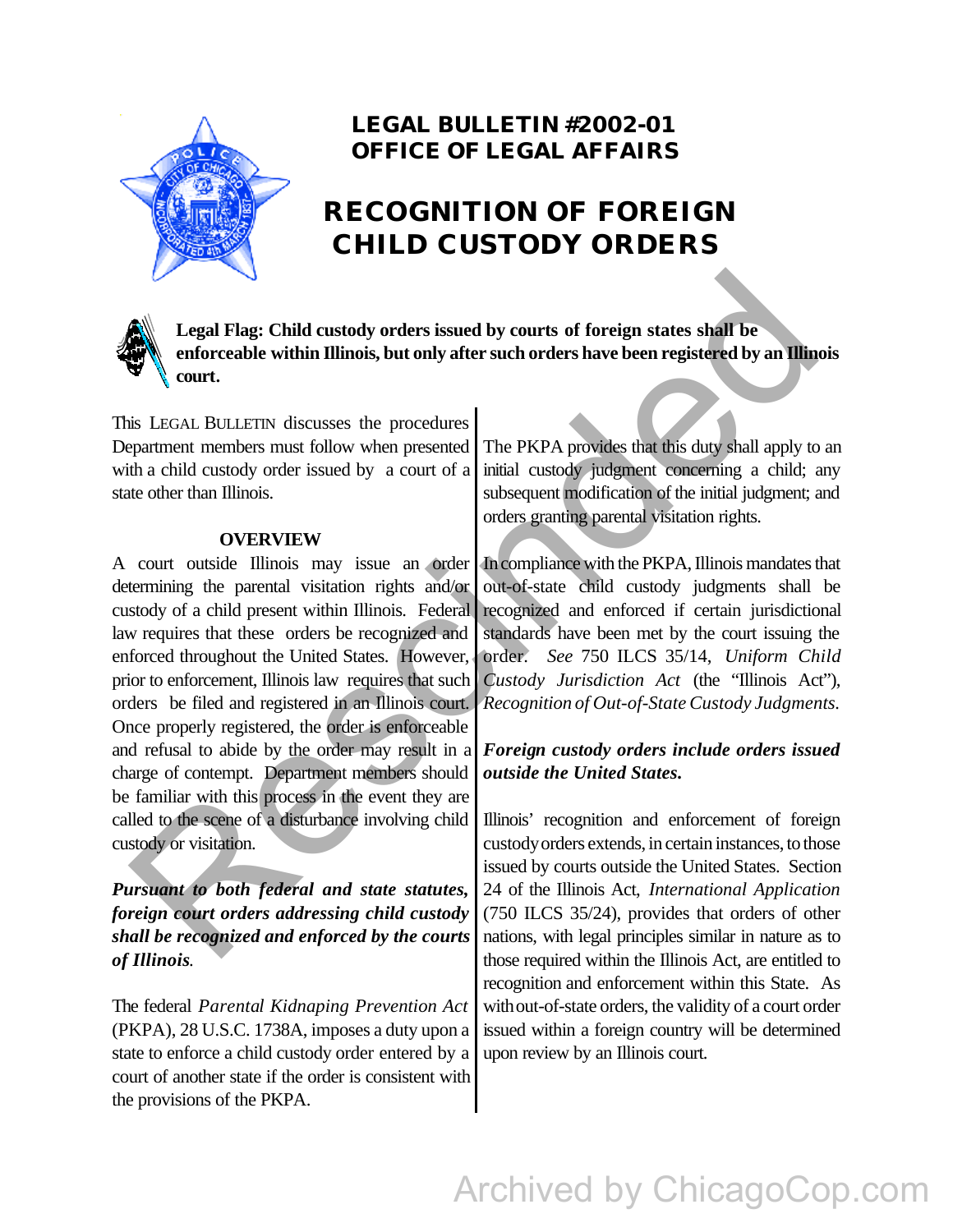# LEGAL BULLETIN #2002-01
# OFFICE OF LEGAL AFFAIRS

# RECOGNITION OF FOREIGN CHILD CUSTODY ORDERS

**Legal Flag: Child custody orders issued by courts of foreign states shall be enforceable within Illinois, but only after such orders have been registered by an Illinois court.**

This LEGAL BULLETIN discusses the procedures Department members must follow when presented with a child custody order issued by a court of a state other than Illinois.

## OVERVIEW

A court outside Illinois may issue an order determining the parental visitation rights and/or custody of a child present within Illinois. Federal law requires that these orders be recognized and enforced throughout the United States. However, prior to enforcement, Illinois law requires that such orders be filed and registered in an Illinois court. Once properly registered, the order is enforceable and refusal to abide by the order may result in a charge of contempt. Department members should be familiar with this process in the event they are called to the scene of a disturbance involving child custody or visitation.

***Pursuant to both federal and state statutes, foreign court orders addressing child custody shall be recognized and enforced by the courts of Illinois.***

The federal *Parental Kidnaping Prevention Act* (PKPA), 28 U.S.C. 1738A, imposes a duty upon a state to enforce a child custody order entered by a court of another state if the order is consistent with the provisions of the PKPA.

The PKPA provides that this duty shall apply to an initial custody judgment concerning a child; any subsequent modification of the initial judgment; and orders granting parental visitation rights.

In compliance with the PKPA, Illinois mandates that out-of-state child custody judgments shall be recognized and enforced if certain jurisdictional standards have been met by the court issuing the order. *See* 750 ILCS 35/14, *Uniform Child Custody Jurisdiction Act* (the "Illinois Act"), *Recognition of Out-of-State Custody Judgments*.

***Foreign custody orders include orders issued outside the United States.***

Illinois' recognition and enforcement of foreign custody orders extends, in certain instances, to those issued by courts outside the United States. Section 24 of the Illinois Act, *International Application* (750 ILCS 35/24), provides that orders of other nations, with legal principles similar in nature as to those required within the Illinois Act, are entitled to recognition and enforcement within this State. As with out-of-state orders, the validity of a court order issued within a foreign country will be determined upon review by an Illinois court.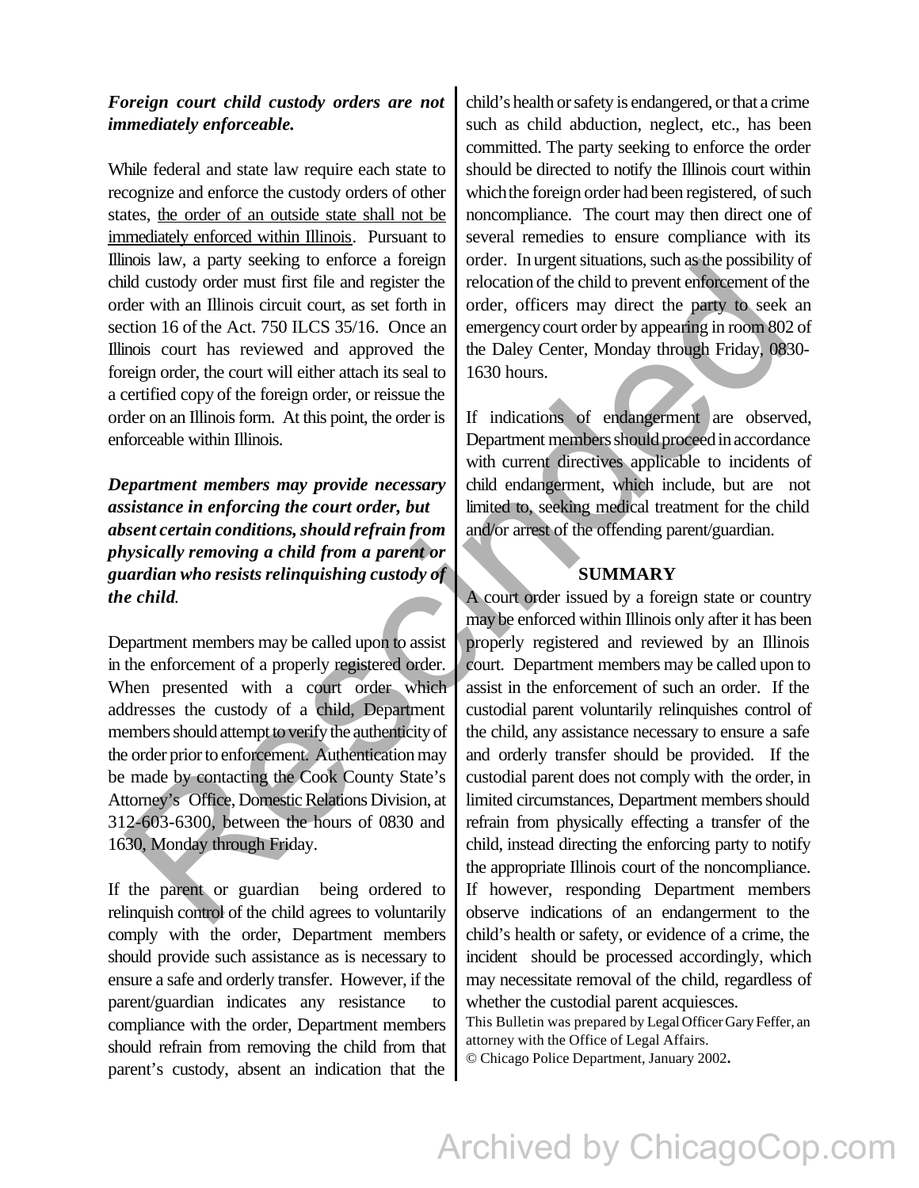***Foreign court child custody orders are not immediately enforceable.***

While federal and state law require each state to recognize and enforce the custody orders of other states, <u>the order of an outside state shall not be immediately enforced within Illinois</u>. Pursuant to Illinois law, a party seeking to enforce a foreign child custody order must first file and register the order with an Illinois circuit court, as set forth in section 16 of the Act. 750 ILCS 35/16. Once an Illinois court has reviewed and approved the foreign order, the court will either attach its seal to a certified copy of the foreign order, or reissue the order on an Illinois form. At this point, the order is enforceable within Illinois.

***Department members may provide necessary assistance in enforcing the court order, but absent certain conditions, should refrain from physically removing a child from a parent or guardian who resists relinquishing custody of the child.***

Department members may be called upon to assist in the enforcement of a properly registered order. When presented with a court order which addresses the custody of a child, Department members should attempt to verify the authenticity of the order prior to enforcement. Authentication may be made by contacting the Cook County State's Attorney's Office, Domestic Relations Division, at 312-603-6300, between the hours of 0830 and 1630, Monday through Friday.

If the parent or guardian being ordered to relinquish control of the child agrees to voluntarily comply with the order, Department members should provide such assistance as is necessary to ensure a safe and orderly transfer. However, if the parent/guardian indicates any resistance to compliance with the order, Department members should refrain from removing the child from that parent's custody, absent an indication that the child's health or safety is endangered, or that a crime such as child abduction, neglect, etc., has been committed. The party seeking to enforce the order should be directed to notify the Illinois court within which the foreign order had been registered, of such noncompliance. The court may then direct one of several remedies to ensure compliance with its order. In urgent situations, such as the possibility of relocation of the child to prevent enforcement of the order, officers may direct the party to seek an emergency court order by appearing in room 802 of the Daley Center, Monday through Friday, 0830-1630 hours.

If indications of endangerment are observed, Department members should proceed in accordance with current directives applicable to incidents of child endangerment, which include, but are not limited to, seeking medical treatment for the child and/or arrest of the offending parent/guardian.

## SUMMARY

A court order issued by a foreign state or country may be enforced within Illinois only after it has been properly registered and reviewed by an Illinois court. Department members may be called upon to assist in the enforcement of such an order. If the custodial parent voluntarily relinquishes control of the child, any assistance necessary to ensure a safe and orderly transfer should be provided. If the custodial parent does not comply with the order, in limited circumstances, Department members should refrain from physically effecting a transfer of the child, instead directing the enforcing party to notify the appropriate Illinois court of the noncompliance. If however, responding Department members observe indications of an endangerment to the child's health or safety, or evidence of a crime, the incident should be processed accordingly, which may necessitate removal of the child, regardless of whether the custodial parent acquiesces.

This Bulletin was prepared by Legal Officer Gary Feffer, an attorney with the Office of Legal Affairs.

© Chicago Police Department, January 2002.